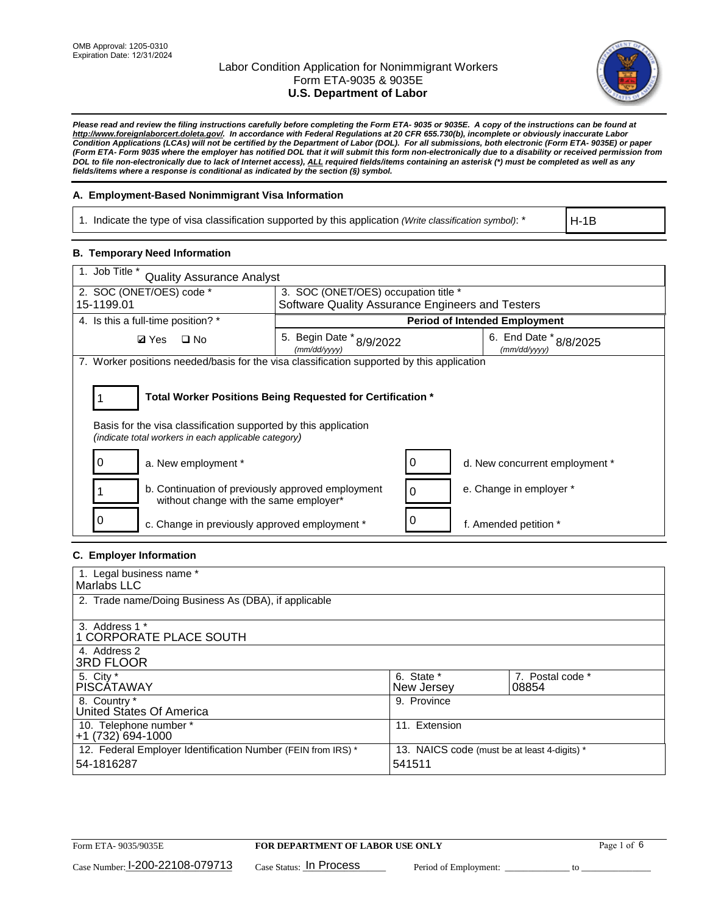OMB Approval: 1205-0310
Expiration Date: 12/31/2024

# Labor Condition Application for Nonimmigrant Workers
## Form ETA-9035 & 9035E
## U.S. Department of Labor

***Please read and review the filing instructions carefully before completing the Form ETA- 9035 or 9035E. A copy of the instructions can be found at http://www.foreignlaborcert.doleta.gov/. In accordance with Federal Regulations at 20 CFR 655.730(b), incomplete or obviously inaccurate Labor Condition Applications (LCAs) will not be certified by the Department of Labor (DOL). For all submissions, both electronic (Form ETA- 9035E) or paper (Form ETA- Form 9035 where the employer has notified DOL that it will submit this form non-electronically due to a disability or received permission from DOL to file non-electronically due to lack of Internet access), ALL required fields/items containing an asterisk (*) must be completed as well as any fields/items where a response is conditional as indicated by the section (§) symbol.***

### A. Employment-Based Nonimmigrant Visa Information

| 1. Indicate the type of visa classification supported by this application *(Write classification symbol)*: * | H-1B |
|---|---|

### B. Temporary Need Information

| 1. Job Title * Quality Assurance Analyst | | |
|---|---|---|
| 2. SOC (ONET/OES) code * 15-1199.01 | 3. SOC (ONET/OES) occupation title * Software Quality Assurance Engineers and Testers | |
| 4. Is this a full-time position? * | Period of Intended Employment | |
| ☑ Yes ☐ No | 5. Begin Date * (mm/dd/yyyy) 8/9/2022 | 6. End Date * (mm/dd/yyyy) 8/8/2025 |

7. Worker positions needed/basis for the visa classification supported by this application

**1** — **Total Worker Positions Being Requested for Certification ***

Basis for the visa classification supported by this application
*(indicate total workers in each applicable category)*

| | | | |
|---|---|---|---|
| 0 | a. New employment * | 0 | d. New concurrent employment * |
| 1 | b. Continuation of previously approved employment without change with the same employer* | 0 | e. Change in employer * |
| 0 | c. Change in previously approved employment * | 0 | f. Amended petition * |

### C. Employer Information

| 1. Legal business name * Marlabs LLC | | |
|---|---|---|
| 2. Trade name/Doing Business As (DBA), if applicable | | |
| 3. Address 1 * 1 CORPORATE PLACE SOUTH | | |
| 4. Address 2 3RD FLOOR | | |
| 5. City * PISCATAWAY | 6. State * New Jersey | 7. Postal code * 08854 |
| 8. Country * United States Of America | 9. Province | |
| 10. Telephone number * +1 (732) 694-1000 | 11. Extension | |
| 12. Federal Employer Identification Number (FEIN from IRS) * 54-1816287 | 13. NAICS code (must be at least 4-digits) * 541511 | |

Form ETA- 9035/9035E — **FOR DEPARTMENT OF LABOR USE ONLY**

Case Number: I-200-22108-079713 Case Status: In Process Period of Employment: ______ to ______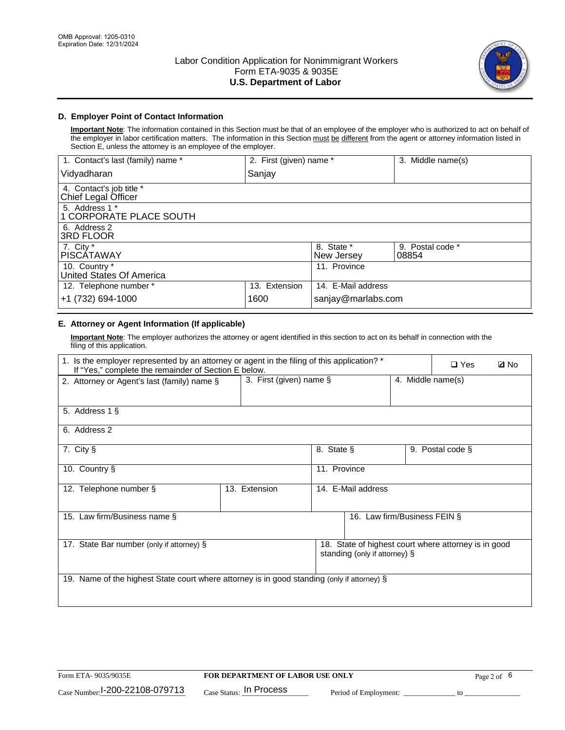OMB Approval: 1205-0310
Expiration Date: 12/31/2024

# Labor Condition Application for Nonimmigrant Workers
Form ETA-9035 & 9035E
**U.S. Department of Labor**

## D. Employer Point of Contact Information

**Important Note**: The information contained in this Section must be that of an employee of the employer who is authorized to act on behalf of the employer in labor certification matters. The information in this Section must be different from the agent or attorney information listed in Section E, unless the attorney is an employee of the employer.

| 1. Contact's last (family) name * | 2. First (given) name * | 3. Middle name(s) |
|---|---|---|
| Vidyadharan | Sanjay | |

| 4. Contact's job title * |
|---|
| Chief Legal Officer |

| 5. Address 1 * |
|---|
| 1 CORPORATE PLACE SOUTH |

| 6. Address 2 |
|---|
| 3RD FLOOR |

| 7. City * | 8. State * | 9. Postal code * |
|---|---|---|
| PISCATAWAY | New Jersey | 08854 |

| 10. Country * | 11. Province |
|---|---|
| United States Of America | |

| 12. Telephone number * | 13. Extension | 14. E-Mail address |
|---|---|---|
| +1 (732) 694-1000 | 1600 | sanjay@marlabs.com |

## E. Attorney or Agent Information (If applicable)

**Important Note**: The employer authorizes the attorney or agent identified in this section to act on its behalf in connection with the filing of this application.

1. Is the employer represented by an attorney or agent in the filing of this application? * If "Yes," complete the remainder of Section E below. ❑ Yes ☑ No

| 2. Attorney or Agent's last (family) name § | 3. First (given) name § | 4. Middle name(s) |
|---|---|---|
| | | |

| 5. Address 1 § |
|---|
| |

| 6. Address 2 |
|---|
| |

| 7. City § | 8. State § | 9. Postal code § |
|---|---|---|
| | | |

| 10. Country § | 11. Province |
|---|---|
| | |

| 12. Telephone number § | 13. Extension | 14. E-Mail address |
|---|---|---|
| | | |

| 15. Law firm/Business name § | 16. Law firm/Business FEIN § |
|---|---|
| | |

| 17. State Bar number (only if attorney) § | 18. State of highest court where attorney is in good standing (only if attorney) § |
|---|---|
| | |

| 19. Name of the highest State court where attorney is in good standing (only if attorney) § |
|---|
| |

Form ETA- 9035/9035E | **FOR DEPARTMENT OF LABOR USE ONLY**

Case Number: I-200-22108-079713 Case Status: In Process Period of Employment: ____________ to ____________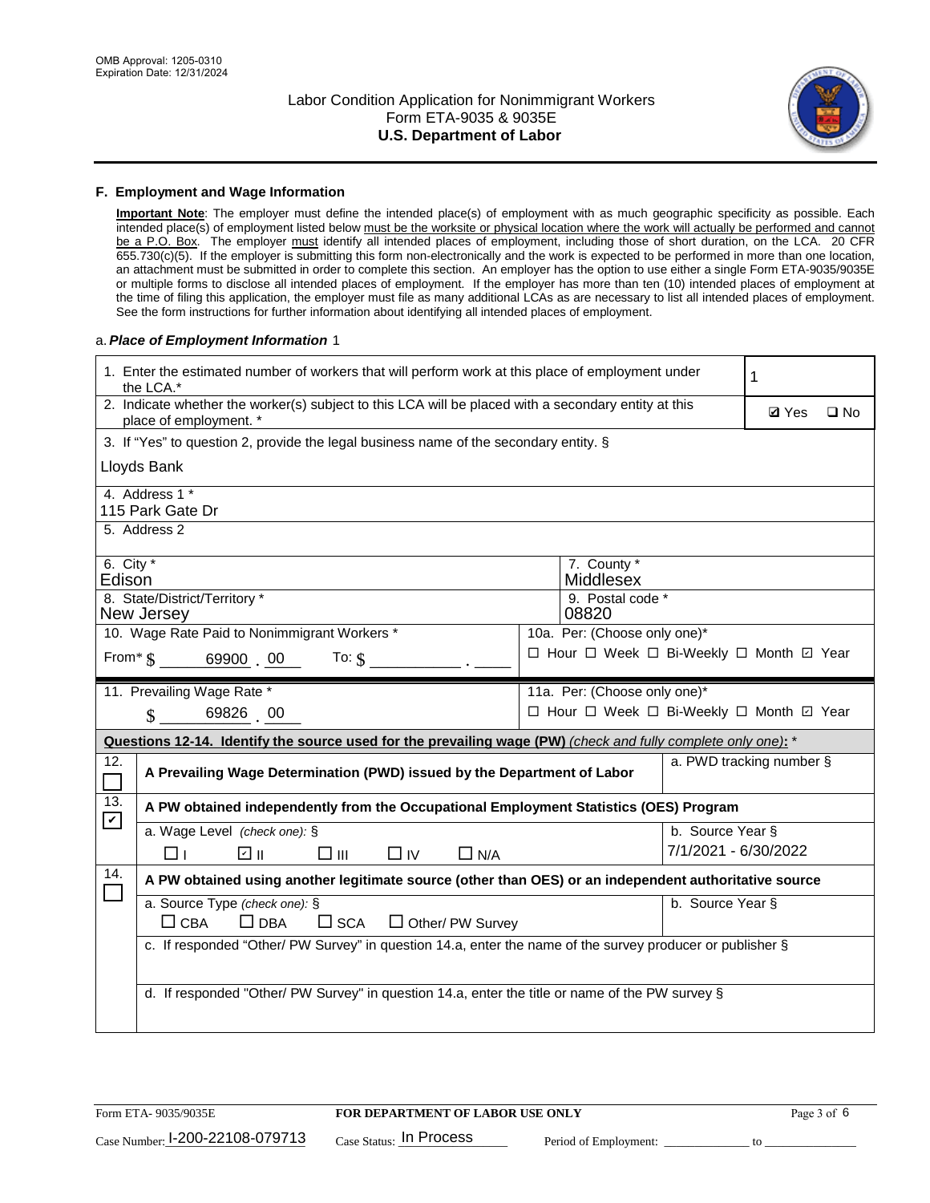## F. Employment and Wage Information

**Important Note**: The employer must define the intended place(s) of employment with as much geographic specificity as possible. Each intended place(s) of employment listed below must be the worksite or physical location where the work will actually be performed and cannot be a P.O. Box. The employer must identify all intended places of employment, including those of short duration, on the LCA. 20 CFR 655.730(c)(5). If the employer is submitting this form non-electronically and the work is expected to be performed in more than one location, an attachment must be submitted in order to complete this section. An employer has the option to use either a single Form ETA-9035/9035E or multiple forms to disclose all intended places of employment. If the employer has more than ten (10) intended places of employment at the time of filing this application, the employer must file as many additional LCAs as are necessary to list all intended places of employment. See the form instructions for further information about identifying all intended places of employment.

a. ***Place of Employment Information*** 1

| | |
|---|---|
| 1. Enter the estimated number of workers that will perform work at this place of employment under the LCA.* | 1 |
| 2. Indicate whether the worker(s) subject to this LCA will be placed with a secondary entity at this place of employment. * | ☑ Yes ☐ No |
| 3. If "Yes" to question 2, provide the legal business name of the secondary entity. § Lloyds Bank | |
| 4. Address 1 * 115 Park Gate Dr | |
| 5. Address 2 | |
| 6. City * Edison | 7. County * Middlesex |
| 8. State/District/Territory * New Jersey | 9. Postal code * 08820 |
| 10. Wage Rate Paid to Nonimmigrant Workers * From* $ 69900 . 00 To: $ ______ . ____ | 10a. Per: (Choose only one)* ☐ Hour ☐ Week ☐ Bi-Weekly ☐ Month ☑ Year |
| 11. Prevailing Wage Rate * $ 69826 . 00 | 11a. Per: (Choose only one)* ☐ Hour ☐ Week ☐ Bi-Weekly ☐ Month ☑ Year |

**Questions 12-14. Identify the source used for the prevailing wage (PW)** *(check and fully complete only one)***:** *

| | | |
|---|---|---|
| 12. ☐ | **A Prevailing Wage Determination (PWD) issued by the Department of Labor** | a. PWD tracking number § |
| 13. ☑ | **A PW obtained independently from the Occupational Employment Statistics (OES) Program** | |
| | a. Wage Level *(check one):* § ☐ I ☑ II ☐ III ☐ IV ☐ N/A | b. Source Year § 7/1/2021 - 6/30/2022 |
| 14. ☐ | **A PW obtained using another legitimate source (other than OES) or an independent authoritative source** | |
| | a. Source Type *(check one):* § ☐ CBA ☐ DBA ☐ SCA ☐ Other/ PW Survey | b. Source Year § |
| | c. If responded "Other/ PW Survey" in question 14.a, enter the name of the survey producer or publisher § | |
| | d. If responded "Other/ PW Survey" in question 14.a, enter the title or name of the PW survey § | |

Form ETA- 9035/9035E | **FOR DEPARTMENT OF LABOR USE ONLY**

Case Number: I-200-22108-079713 Case Status: In Process Period of Employment: ____________ to ______________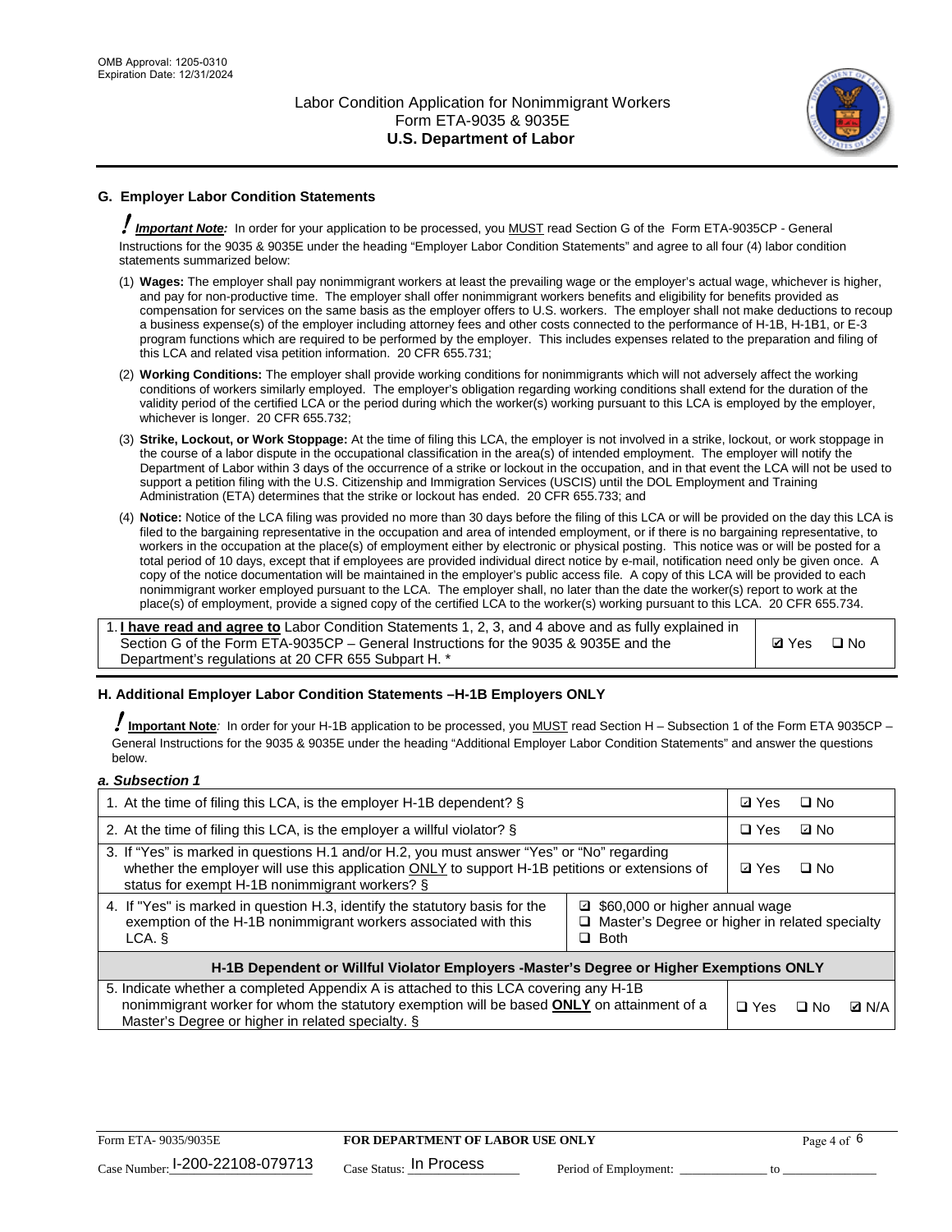## G. Employer Labor Condition Statements

**! *Important Note:*** In order for your application to be processed, you MUST read Section G of the Form ETA-9035CP - General Instructions for the 9035 & 9035E under the heading "Employer Labor Condition Statements" and agree to all four (4) labor condition statements summarized below:

(1) **Wages:** The employer shall pay nonimmigrant workers at least the prevailing wage or the employer's actual wage, whichever is higher, and pay for non-productive time. The employer shall offer nonimmigrant workers benefits and eligibility for benefits provided as compensation for services on the same basis as the employer offers to U.S. workers. The employer shall not make deductions to recoup a business expense(s) of the employer including attorney fees and other costs connected to the performance of H-1B, H-1B1, or E-3 program functions which are required to be performed by the employer. This includes expenses related to the preparation and filing of this LCA and related visa petition information. 20 CFR 655.731;

(2) **Working Conditions:** The employer shall provide working conditions for nonimmigrants which will not adversely affect the working conditions of workers similarly employed. The employer's obligation regarding working conditions shall extend for the duration of the validity period of the certified LCA or the period during which the worker(s) working pursuant to this LCA is employed by the employer, whichever is longer. 20 CFR 655.732;

(3) **Strike, Lockout, or Work Stoppage:** At the time of filing this LCA, the employer is not involved in a strike, lockout, or work stoppage in the course of a labor dispute in the occupational classification in the area(s) of intended employment. The employer will notify the Department of Labor within 3 days of the occurrence of a strike or lockout in the occupation, and in that event the LCA will not be used to support a petition filing with the U.S. Citizenship and Immigration Services (USCIS) until the DOL Employment and Training Administration (ETA) determines that the strike or lockout has ended. 20 CFR 655.733; and

(4) **Notice:** Notice of the LCA filing was provided no more than 30 days before the filing of this LCA or will be provided on the day this LCA is filed to the bargaining representative in the occupation and area of intended employment, or if there is no bargaining representative, to workers in the occupation at the place(s) of employment either by electronic or physical posting. This notice was or will be posted for a total period of 10 days, except that if employees are provided individual direct notice by e-mail, notification need only be given once. A copy of the notice documentation will be maintained in the employer's public access file. A copy of this LCA will be provided to each nonimmigrant worker employed pursuant to the LCA. The employer shall, no later than the date the worker(s) report to work at the place(s) of employment, provide a signed copy of the certified LCA to the worker(s) working pursuant to this LCA. 20 CFR 655.734.

| | |
|---|---|
| 1. **I have read and agree to** Labor Condition Statements 1, 2, 3, and 4 above and as fully explained in Section G of the Form ETA-9035CP – General Instructions for the 9035 & 9035E and the Department's regulations at 20 CFR 655 Subpart H. * | ☑ Yes ☐ No |

## H. Additional Employer Labor Condition Statements –H-1B Employers ONLY

**! Important Note**: In order for your H-1B application to be processed, you MUST read Section H – Subsection 1 of the Form ETA 9035CP – General Instructions for the 9035 & 9035E under the heading "Additional Employer Labor Condition Statements" and answer the questions below.

***a. Subsection 1***

| | |
|---|---|
| 1. At the time of filing this LCA, is the employer H-1B dependent? § | ☑ Yes ☐ No |
| 2. At the time of filing this LCA, is the employer a willful violator? § | ☐ Yes ☑ No |
| 3. If "Yes" is marked in questions H.1 and/or H.2, you must answer "Yes" or "No" regarding whether the employer will use this application ONLY to support H-1B petitions or extensions of status for exempt H-1B nonimmigrant workers? § | ☑ Yes ☐ No |
| 4. If "Yes" is marked in question H.3, identify the statutory basis for the exemption of the H-1B nonimmigrant workers associated with this LCA. § | ☑ $60,000 or higher annual wage<br>☐ Master's Degree or higher in related specialty<br>☐ Both |
| **H-1B Dependent or Willful Violator Employers -Master's Degree or Higher Exemptions ONLY** | |
| 5. Indicate whether a completed Appendix A is attached to this LCA covering any H-1B nonimmigrant worker for whom the statutory exemption will be based **ONLY** on attainment of a Master's Degree or higher in related specialty. § | ☐ Yes ☐ No ☑ N/A |

Form ETA- 9035/9035E | **FOR DEPARTMENT OF LABOR USE ONLY**

Case Number: I-200-22108-079713 Case Status: In Process Period of Employment: _____________ to _____________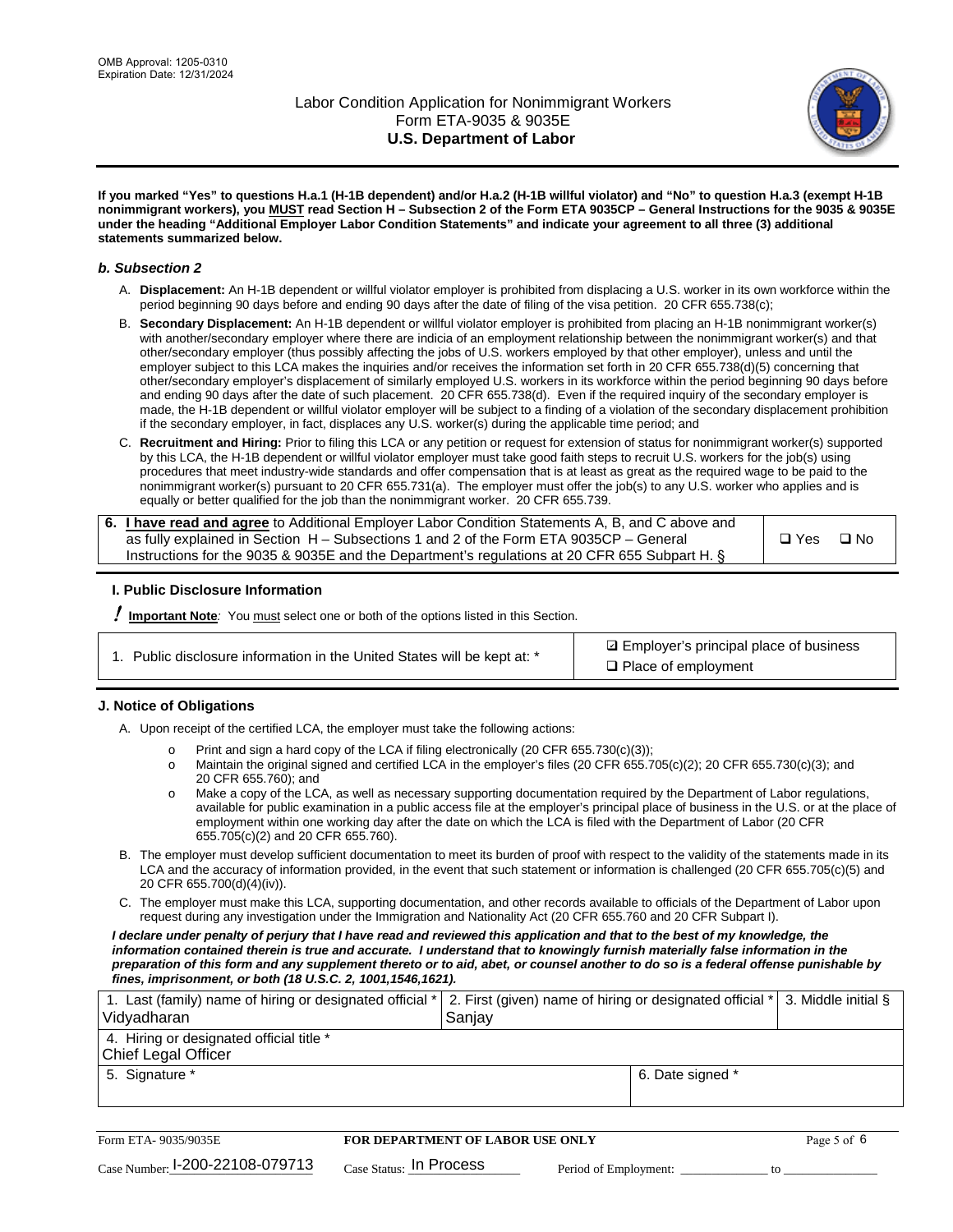**If you marked "Yes" to questions H.a.1 (H-1B dependent) and/or H.a.2 (H-1B willful violator) and "No" to question H.a.3 (exempt H-1B nonimmigrant workers), you MUST read Section H – Subsection 2 of the Form ETA 9035CP – General Instructions for the 9035 & 9035E under the heading "Additional Employer Labor Condition Statements" and indicate your agreement to all three (3) additional statements summarized below.**

### *b. Subsection 2*

A. **Displacement:** An H-1B dependent or willful violator employer is prohibited from displacing a U.S. worker in its own workforce within the period beginning 90 days before and ending 90 days after the date of filing of the visa petition. 20 CFR 655.738(c);

B. **Secondary Displacement:** An H-1B dependent or willful violator employer is prohibited from placing an H-1B nonimmigrant worker(s) with another/secondary employer where there are indicia of an employment relationship between the nonimmigrant worker(s) and that other/secondary employer (thus possibly affecting the jobs of U.S. workers employed by that other employer), unless and until the employer subject to this LCA makes the inquiries and/or receives the information set forth in 20 CFR 655.738(d)(5) concerning that other/secondary employer's displacement of similarly employed U.S. workers in its workforce within the period beginning 90 days before and ending 90 days after the date of such placement. 20 CFR 655.738(d). Even if the required inquiry of the secondary employer is made, the H-1B dependent or willful violator employer will be subject to a finding of a violation of the secondary displacement prohibition if the secondary employer, in fact, displaces any U.S. worker(s) during the applicable time period; and

C. **Recruitment and Hiring:** Prior to filing this LCA or any petition or request for extension of status for nonimmigrant worker(s) supported by this LCA, the H-1B dependent or willful violator employer must take good faith steps to recruit U.S. workers for the job(s) using procedures that meet industry-wide standards and offer compensation that is at least as great as the required wage to be paid to the nonimmigrant worker(s) pursuant to 20 CFR 655.731(a). The employer must offer the job(s) to any U.S. worker who applies and is equally or better qualified for the job than the nonimmigrant worker. 20 CFR 655.739.

| 6. **I have read and agree** to Additional Employer Labor Condition Statements A, B, and C above and as fully explained in Section H – Subsections 1 and 2 of the Form ETA 9035CP – General Instructions for the 9035 & 9035E and the Department's regulations at 20 CFR 655 Subpart H. § | ❑ Yes ❑ No |
|---|---|

## I. Public Disclosure Information

**! Important Note**: You must select one or both of the options listed in this Section.

| 1. Public disclosure information in the United States will be kept at: * | ☑ Employer's principal place of business<br>❑ Place of employment |
|---|---|

## J. Notice of Obligations

A. Upon receipt of the certified LCA, the employer must take the following actions:

- o Print and sign a hard copy of the LCA if filing electronically (20 CFR 655.730(c)(3));
- o Maintain the original signed and certified LCA in the employer's files (20 CFR 655.705(c)(2); 20 CFR 655.730(c)(3); and 20 CFR 655.760); and
- o Make a copy of the LCA, as well as necessary supporting documentation required by the Department of Labor regulations, available for public examination in a public access file at the employer's principal place of business in the U.S. or at the place of employment within one working day after the date on which the LCA is filed with the Department of Labor (20 CFR 655.705(c)(2) and 20 CFR 655.760).

B. The employer must develop sufficient documentation to meet its burden of proof with respect to the validity of the statements made in its LCA and the accuracy of information provided, in the event that such statement or information is challenged (20 CFR 655.705(c)(5) and 20 CFR 655.700(d)(4)(iv)).

C. The employer must make this LCA, supporting documentation, and other records available to officials of the Department of Labor upon request during any investigation under the Immigration and Nationality Act (20 CFR 655.760 and 20 CFR Subpart I).

***I declare under penalty of perjury that I have read and reviewed this application and that to the best of my knowledge, the information contained therein is true and accurate. I understand that to knowingly furnish materially false information in the preparation of this form and any supplement thereto or to aid, abet, or counsel another to do so is a federal offense punishable by fines, imprisonment, or both (18 U.S.C. 2, 1001,1546,1621).***

| 1. Last (family) name of hiring or designated official * Vidyadharan | 2. First (given) name of hiring or designated official * Sanjay | 3. Middle initial § |
|---|---|---|
| 4. Hiring or designated official title * Chief Legal Officer | | |
| 5. Signature * | 6. Date signed * | |

| Form ETA- 9035/9035E | FOR DEPARTMENT OF LABOR USE ONLY | |
|---|---|---|
| Case Number: I-200-22108-079713 | Case Status: In Process | Period of Employment: _____________ to _____________ |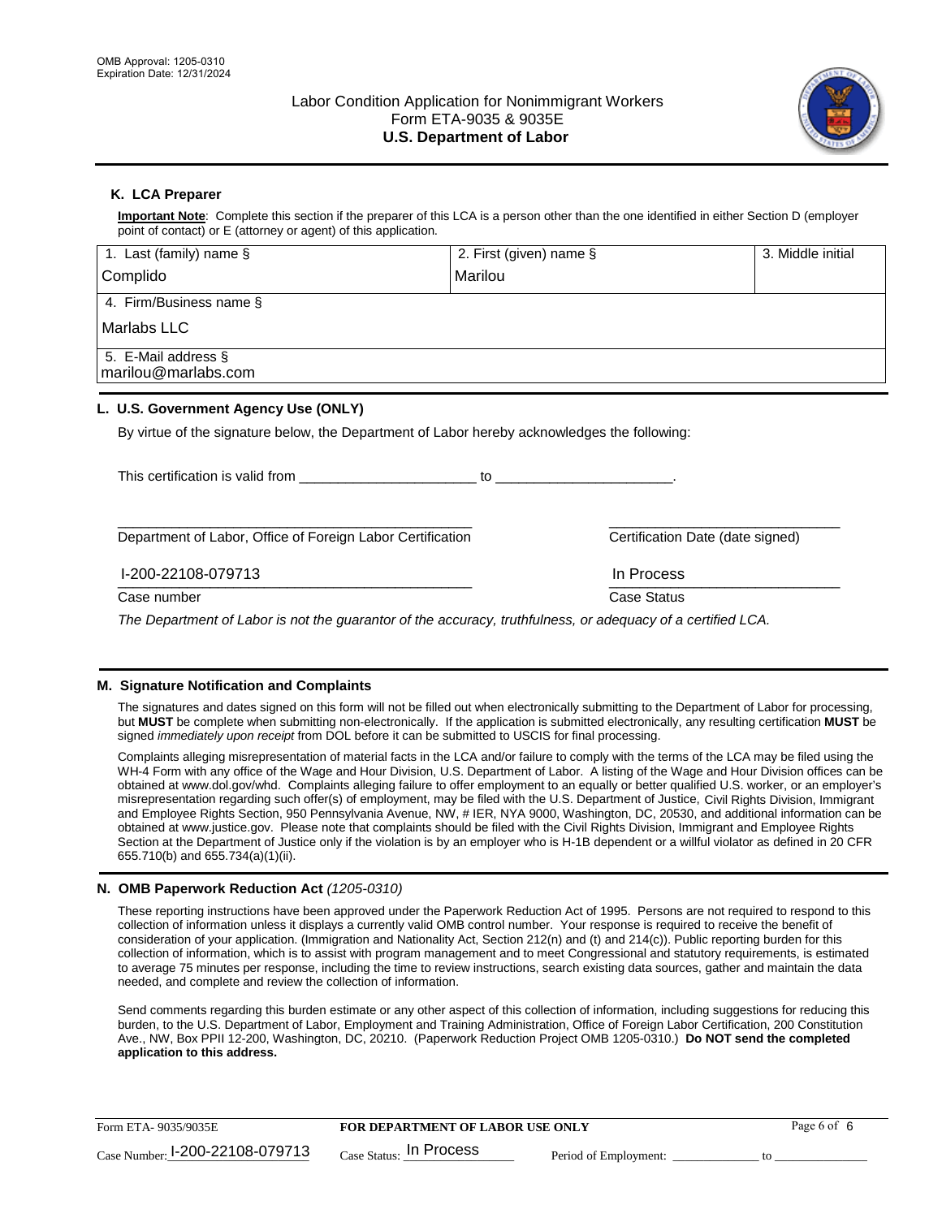OMB Approval: 1205-0310
Expiration Date: 12/31/2024

# Labor Condition Application for Nonimmigrant Workers
# Form ETA-9035 & 9035E
# U.S. Department of Labor

## K. LCA Preparer

**Important Note**: Complete this section if the preparer of this LCA is a person other than the one identified in either Section D (employer point of contact) or E (attorney or agent) of this application.

| 1. Last (family) name § | 2. First (given) name § | 3. Middle initial |
|---|---|---|
| Complido | Marilou | |
| 4. Firm/Business name § | | |
| Marlabs LLC | | |
| 5. E-Mail address § | | |
| marilou@marlabs.com | | |

## L. U.S. Government Agency Use (ONLY)

By virtue of the signature below, the Department of Labor hereby acknowledges the following:

This certification is valid from _______________________ to _______________________.

Department of Labor, Office of Foreign Labor Certification

Certification Date (date signed)

I-200-22108-079713

Case number

In Process

Case Status

*The Department of Labor is not the guarantor of the accuracy, truthfulness, or adequacy of a certified LCA.*

## M. Signature Notification and Complaints

The signatures and dates signed on this form will not be filled out when electronically submitting to the Department of Labor for processing, but **MUST** be complete when submitting non-electronically. If the application is submitted electronically, any resulting certification **MUST** be signed *immediately upon receipt* from DOL before it can be submitted to USCIS for final processing.

Complaints alleging misrepresentation of material facts in the LCA and/or failure to comply with the terms of the LCA may be filed using the WH-4 Form with any office of the Wage and Hour Division, U.S. Department of Labor. A listing of the Wage and Hour Division offices can be obtained at www.dol.gov/whd. Complaints alleging failure to offer employment to an equally or better qualified U.S. worker, or an employer's misrepresentation regarding such offer(s) of employment, may be filed with the U.S. Department of Justice, Civil Rights Division, Immigrant and Employee Rights Section, 950 Pennsylvania Avenue, NW, # IER, NYA 9000, Washington, DC, 20530, and additional information can be obtained at www.justice.gov. Please note that complaints should be filed with the Civil Rights Division, Immigrant and Employee Rights Section at the Department of Justice only if the violation is by an employer who is H-1B dependent or a willful violator as defined in 20 CFR 655.710(b) and 655.734(a)(1)(ii).

## N. OMB Paperwork Reduction Act *(1205-0310)*

These reporting instructions have been approved under the Paperwork Reduction Act of 1995. Persons are not required to respond to this collection of information unless it displays a currently valid OMB control number. Your response is required to receive the benefit of consideration of your application. (Immigration and Nationality Act, Section 212(n) and (t) and 214(c)). Public reporting burden for this collection of information, which is to assist with program management and to meet Congressional and statutory requirements, is estimated to average 75 minutes per response, including the time to review instructions, search existing data sources, gather and maintain the data needed, and complete and review the collection of information.

Send comments regarding this burden estimate or any other aspect of this collection of information, including suggestions for reducing this burden, to the U.S. Department of Labor, Employment and Training Administration, Office of Foreign Labor Certification, 200 Constitution Ave., NW, Box PPII 12-200, Washington, DC, 20210. (Paperwork Reduction Project OMB 1205-0310.) **Do NOT send the completed application to this address.**

Form ETA- 9035/9035E | **FOR DEPARTMENT OF LABOR USE ONLY**

Case Number: I-200-22108-079713 | Case Status: In Process | Period of Employment: _____________ to _____________